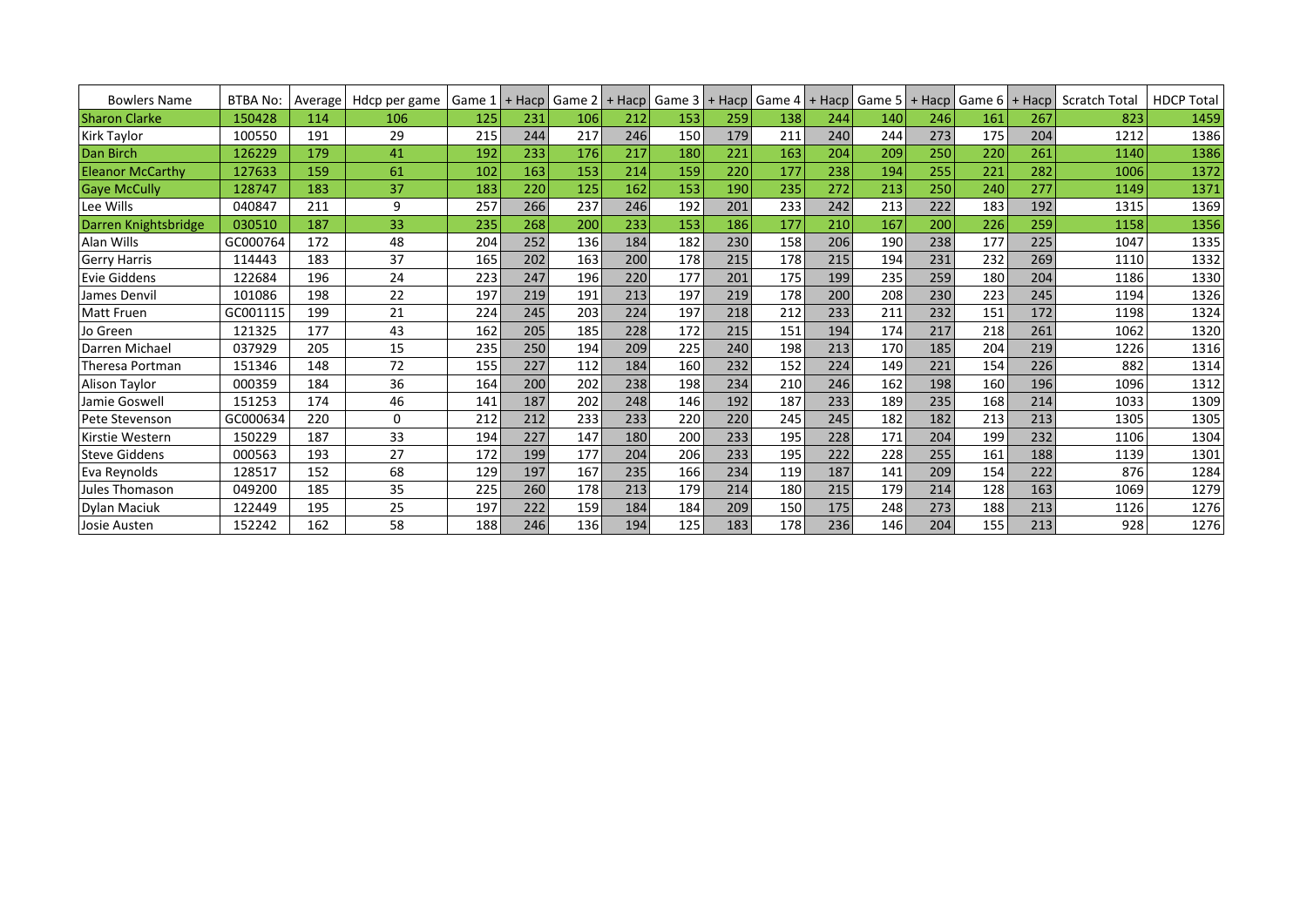| Bowlers Name | BTBA No: | Average | Hdcp per game | Game 1 | + Hacp | Game 2 | + Hacp | Game 3 | + Hacp | Game 4 | + Hacp | Game 5 | + Hacp | Game 6 | + Hacp | Scratch Total | HDCP Total |
|---|---|---|---|---|---|---|---|---|---|---|---|---|---|---|---|---|---|
| Sharon Clarke | 150428 | 114 | 106 | 125 | 231 | 106 | 212 | 153 | 259 | 138 | 244 | 140 | 246 | 161 | 267 | 823 | 1459 |
| Kirk Taylor | 100550 | 191 | 29 | 215 | 244 | 217 | 246 | 150 | 179 | 211 | 240 | 244 | 273 | 175 | 204 | 1212 | 1386 |
| Dan Birch | 126229 | 179 | 41 | 192 | 233 | 176 | 217 | 180 | 221 | 163 | 204 | 209 | 250 | 220 | 261 | 1140 | 1386 |
| Eleanor McCarthy | 127633 | 159 | 61 | 102 | 163 | 153 | 214 | 159 | 220 | 177 | 238 | 194 | 255 | 221 | 282 | 1006 | 1372 |
| Gaye McCully | 128747 | 183 | 37 | 183 | 220 | 125 | 162 | 153 | 190 | 235 | 272 | 213 | 250 | 240 | 277 | 1149 | 1371 |
| Lee Wills | 040847 | 211 | 9 | 257 | 266 | 237 | 246 | 192 | 201 | 233 | 242 | 213 | 222 | 183 | 192 | 1315 | 1369 |
| Darren Knightsbridge | 030510 | 187 | 33 | 235 | 268 | 200 | 233 | 153 | 186 | 177 | 210 | 167 | 200 | 226 | 259 | 1158 | 1356 |
| Alan Wills | GC000764 | 172 | 48 | 204 | 252 | 136 | 184 | 182 | 230 | 158 | 206 | 190 | 238 | 177 | 225 | 1047 | 1335 |
| Gerry Harris | 114443 | 183 | 37 | 165 | 202 | 163 | 200 | 178 | 215 | 178 | 215 | 194 | 231 | 232 | 269 | 1110 | 1332 |
| Evie Giddens | 122684 | 196 | 24 | 223 | 247 | 196 | 220 | 177 | 201 | 175 | 199 | 235 | 259 | 180 | 204 | 1186 | 1330 |
| James Denvil | 101086 | 198 | 22 | 197 | 219 | 191 | 213 | 197 | 219 | 178 | 200 | 208 | 230 | 223 | 245 | 1194 | 1326 |
| Matt Fruen | GC001115 | 199 | 21 | 224 | 245 | 203 | 224 | 197 | 218 | 212 | 233 | 211 | 232 | 151 | 172 | 1198 | 1324 |
| Jo Green | 121325 | 177 | 43 | 162 | 205 | 185 | 228 | 172 | 215 | 151 | 194 | 174 | 217 | 218 | 261 | 1062 | 1320 |
| Darren Michael | 037929 | 205 | 15 | 235 | 250 | 194 | 209 | 225 | 240 | 198 | 213 | 170 | 185 | 204 | 219 | 1226 | 1316 |
| Theresa Portman | 151346 | 148 | 72 | 155 | 227 | 112 | 184 | 160 | 232 | 152 | 224 | 149 | 221 | 154 | 226 | 882 | 1314 |
| Alison Taylor | 000359 | 184 | 36 | 164 | 200 | 202 | 238 | 198 | 234 | 210 | 246 | 162 | 198 | 160 | 196 | 1096 | 1312 |
| Jamie Goswell | 151253 | 174 | 46 | 141 | 187 | 202 | 248 | 146 | 192 | 187 | 233 | 189 | 235 | 168 | 214 | 1033 | 1309 |
| Pete Stevenson | GC000634 | 220 | 0 | 212 | 212 | 233 | 233 | 220 | 220 | 245 | 245 | 182 | 182 | 213 | 213 | 1305 | 1305 |
| Kirstie Western | 150229 | 187 | 33 | 194 | 227 | 147 | 180 | 200 | 233 | 195 | 228 | 171 | 204 | 199 | 232 | 1106 | 1304 |
| Steve Giddens | 000563 | 193 | 27 | 172 | 199 | 177 | 204 | 206 | 233 | 195 | 222 | 228 | 255 | 161 | 188 | 1139 | 1301 |
| Eva Reynolds | 128517 | 152 | 68 | 129 | 197 | 167 | 235 | 166 | 234 | 119 | 187 | 141 | 209 | 154 | 222 | 876 | 1284 |
| Jules Thomason | 049200 | 185 | 35 | 225 | 260 | 178 | 213 | 179 | 214 | 180 | 215 | 179 | 214 | 128 | 163 | 1069 | 1279 |
| Dylan Maciuk | 122449 | 195 | 25 | 197 | 222 | 159 | 184 | 184 | 209 | 150 | 175 | 248 | 273 | 188 | 213 | 1126 | 1276 |
| Josie Austen | 152242 | 162 | 58 | 188 | 246 | 136 | 194 | 125 | 183 | 178 | 236 | 146 | 204 | 155 | 213 | 928 | 1276 |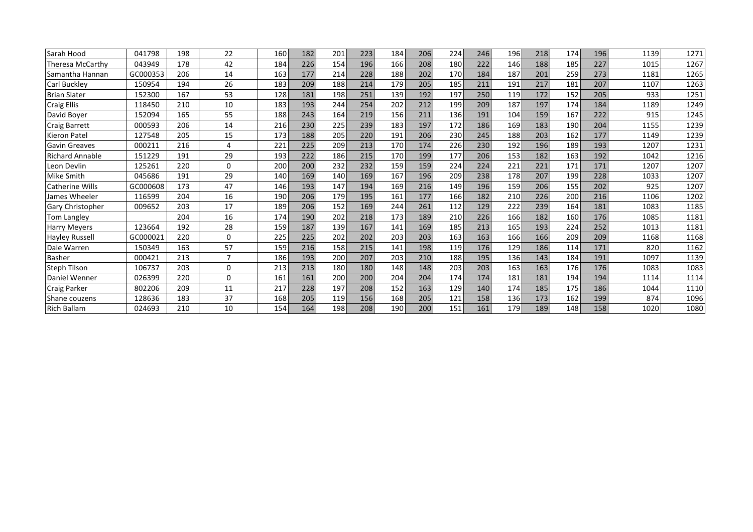| | | | | | | | | | | | | | | | | | |
|---|---|---|---|---|---|---|---|---|---|---|---|---|---|---|---|---|---|
| Sarah Hood | 041798 | 198 | 22 | 160 | 182 | 201 | 223 | 184 | 206 | 224 | 246 | 196 | 218 | 174 | 196 | 1139 | 1271 |
| Theresa McCarthy | 043949 | 178 | 42 | 184 | 226 | 154 | 196 | 166 | 208 | 180 | 222 | 146 | 188 | 185 | 227 | 1015 | 1267 |
| Samantha Hannan | GC000353 | 206 | 14 | 163 | 177 | 214 | 228 | 188 | 202 | 170 | 184 | 187 | 201 | 259 | 273 | 1181 | 1265 |
| Carl Buckley | 150954 | 194 | 26 | 183 | 209 | 188 | 214 | 179 | 205 | 185 | 211 | 191 | 217 | 181 | 207 | 1107 | 1263 |
| Brian Slater | 152300 | 167 | 53 | 128 | 181 | 198 | 251 | 139 | 192 | 197 | 250 | 119 | 172 | 152 | 205 | 933 | 1251 |
| Craig Ellis | 118450 | 210 | 10 | 183 | 193 | 244 | 254 | 202 | 212 | 199 | 209 | 187 | 197 | 174 | 184 | 1189 | 1249 |
| David Boyer | 152094 | 165 | 55 | 188 | 243 | 164 | 219 | 156 | 211 | 136 | 191 | 104 | 159 | 167 | 222 | 915 | 1245 |
| Craig Barrett | 000593 | 206 | 14 | 216 | 230 | 225 | 239 | 183 | 197 | 172 | 186 | 169 | 183 | 190 | 204 | 1155 | 1239 |
| Kieron Patel | 127548 | 205 | 15 | 173 | 188 | 205 | 220 | 191 | 206 | 230 | 245 | 188 | 203 | 162 | 177 | 1149 | 1239 |
| Gavin Greaves | 000211 | 216 | 4 | 221 | 225 | 209 | 213 | 170 | 174 | 226 | 230 | 192 | 196 | 189 | 193 | 1207 | 1231 |
| Richard Annable | 151229 | 191 | 29 | 193 | 222 | 186 | 215 | 170 | 199 | 177 | 206 | 153 | 182 | 163 | 192 | 1042 | 1216 |
| Leon Devlin | 125261 | 220 | 0 | 200 | 200 | 232 | 232 | 159 | 159 | 224 | 224 | 221 | 221 | 171 | 171 | 1207 | 1207 |
| Mike Smith | 045686 | 191 | 29 | 140 | 169 | 140 | 169 | 167 | 196 | 209 | 238 | 178 | 207 | 199 | 228 | 1033 | 1207 |
| Catherine Wills | GC000608 | 173 | 47 | 146 | 193 | 147 | 194 | 169 | 216 | 149 | 196 | 159 | 206 | 155 | 202 | 925 | 1207 |
| James Wheeler | 116599 | 204 | 16 | 190 | 206 | 179 | 195 | 161 | 177 | 166 | 182 | 210 | 226 | 200 | 216 | 1106 | 1202 |
| Gary Christopher | 009652 | 203 | 17 | 189 | 206 | 152 | 169 | 244 | 261 | 112 | 129 | 222 | 239 | 164 | 181 | 1083 | 1185 |
| Tom Langley | | 204 | 16 | 174 | 190 | 202 | 218 | 173 | 189 | 210 | 226 | 166 | 182 | 160 | 176 | 1085 | 1181 |
| Harry Meyers | 123664 | 192 | 28 | 159 | 187 | 139 | 167 | 141 | 169 | 185 | 213 | 165 | 193 | 224 | 252 | 1013 | 1181 |
| Hayley Russell | GC000021 | 220 | 0 | 225 | 225 | 202 | 202 | 203 | 203 | 163 | 163 | 166 | 166 | 209 | 209 | 1168 | 1168 |
| Dale Warren | 150349 | 163 | 57 | 159 | 216 | 158 | 215 | 141 | 198 | 119 | 176 | 129 | 186 | 114 | 171 | 820 | 1162 |
| Basher | 000421 | 213 | 7 | 186 | 193 | 200 | 207 | 203 | 210 | 188 | 195 | 136 | 143 | 184 | 191 | 1097 | 1139 |
| Steph Tilson | 106737 | 203 | 0 | 213 | 213 | 180 | 180 | 148 | 148 | 203 | 203 | 163 | 163 | 176 | 176 | 1083 | 1083 |
| Daniel Wenner | 026399 | 220 | 0 | 161 | 161 | 200 | 200 | 204 | 204 | 174 | 174 | 181 | 181 | 194 | 194 | 1114 | 1114 |
| Craig Parker | 802206 | 209 | 11 | 217 | 228 | 197 | 208 | 152 | 163 | 129 | 140 | 174 | 185 | 175 | 186 | 1044 | 1110 |
| Shane couzens | 128636 | 183 | 37 | 168 | 205 | 119 | 156 | 168 | 205 | 121 | 158 | 136 | 173 | 162 | 199 | 874 | 1096 |
| Rich Ballam | 024693 | 210 | 10 | 154 | 164 | 198 | 208 | 190 | 200 | 151 | 161 | 179 | 189 | 148 | 158 | 1020 | 1080 |